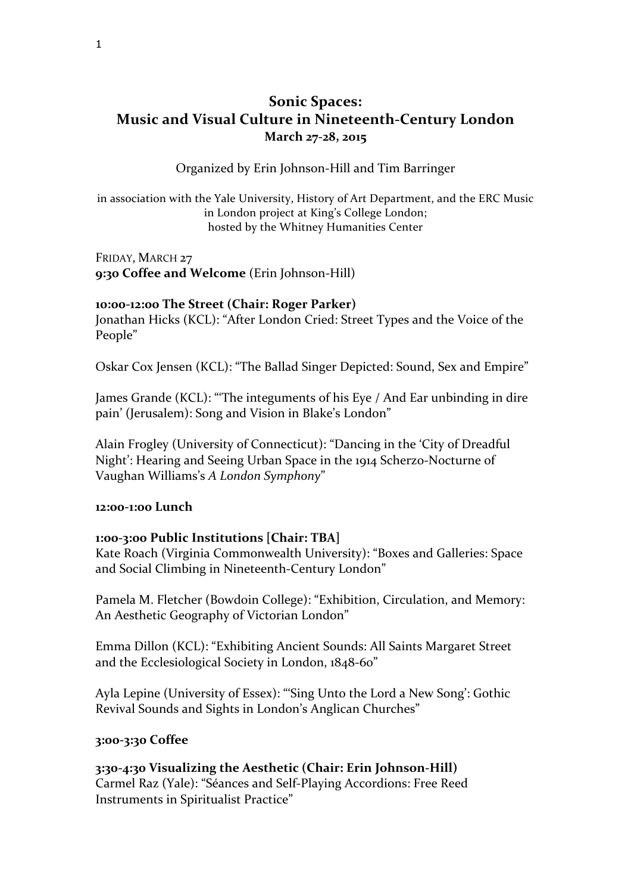# Sonic Spaces:
# Music and Visual Culture in Nineteenth-Century London

**March 27-28, 2015**

Organized by Erin Johnson-Hill and Tim Barringer

in association with the Yale University, History of Art Department, and the ERC Music in London project at King's College London;
hosted by the Whitney Humanities Center

FRIDAY, MARCH 27

**9:30 Coffee and Welcome** (Erin Johnson-Hill)

**10:00-12:00 The Street (Chair: Roger Parker)**

Jonathan Hicks (KCL): "After London Cried: Street Types and the Voice of the People"

Oskar Cox Jensen (KCL): "The Ballad Singer Depicted: Sound, Sex and Empire"

James Grande (KCL): "'The integuments of his Eye / And Ear unbinding in dire pain' (Jerusalem): Song and Vision in Blake's London"

Alain Frogley (University of Connecticut): "Dancing in the 'City of Dreadful Night': Hearing and Seeing Urban Space in the 1914 Scherzo-Nocturne of Vaughan Williams's *A London Symphony*"

**12:00-1:00 Lunch**

**1:00-3:00 Public Institutions [Chair: TBA]**

Kate Roach (Virginia Commonwealth University): "Boxes and Galleries: Space and Social Climbing in Nineteenth-Century London"

Pamela M. Fletcher (Bowdoin College): "Exhibition, Circulation, and Memory: An Aesthetic Geography of Victorian London"

Emma Dillon (KCL): "Exhibiting Ancient Sounds: All Saints Margaret Street and the Ecclesiological Society in London, 1848-60"

Ayla Lepine (University of Essex): "'Sing Unto the Lord a New Song': Gothic Revival Sounds and Sights in London's Anglican Churches"

**3:00-3:30 Coffee**

**3:30-4:30 Visualizing the Aesthetic (Chair: Erin Johnson-Hill)**

Carmel Raz (Yale): "Séances and Self-Playing Accordions: Free Reed Instruments in Spiritualist Practice"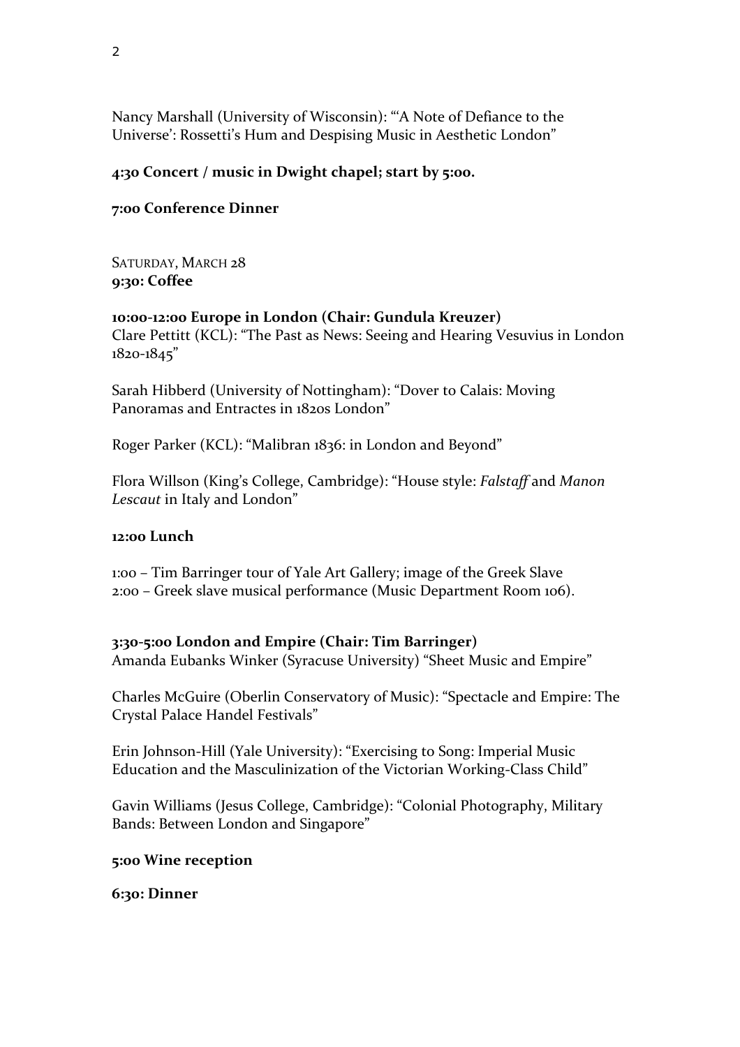Nancy Marshall (University of Wisconsin): "'A Note of Defiance to the Universe': Rossetti's Hum and Despising Music in Aesthetic London"

**4:30 Concert / music in Dwight chapel; start by 5:00.**

**7:00 Conference Dinner**

SATURDAY, MARCH 28
**9:30: Coffee**

**10:00-12:00 Europe in London (Chair: Gundula Kreuzer)**
Clare Pettitt (KCL): "The Past as News: Seeing and Hearing Vesuvius in London 1820-1845"

Sarah Hibberd (University of Nottingham): "Dover to Calais: Moving Panoramas and Entractes in 1820s London"

Roger Parker (KCL): "Malibran 1836: in London and Beyond"

Flora Willson (King's College, Cambridge): "House style: *Falstaff* and *Manon Lescaut* in Italy and London"

**12:00 Lunch**

1:00 – Tim Barringer tour of Yale Art Gallery; image of the Greek Slave
2:00 – Greek slave musical performance (Music Department Room 106).

**3:30-5:00 London and Empire (Chair: Tim Barringer)**
Amanda Eubanks Winker (Syracuse University) "Sheet Music and Empire"

Charles McGuire (Oberlin Conservatory of Music): "Spectacle and Empire: The Crystal Palace Handel Festivals"

Erin Johnson-Hill (Yale University): "Exercising to Song: Imperial Music Education and the Masculinization of the Victorian Working-Class Child"

Gavin Williams (Jesus College, Cambridge): "Colonial Photography, Military Bands: Between London and Singapore"

**5:00 Wine reception**

**6:30: Dinner**